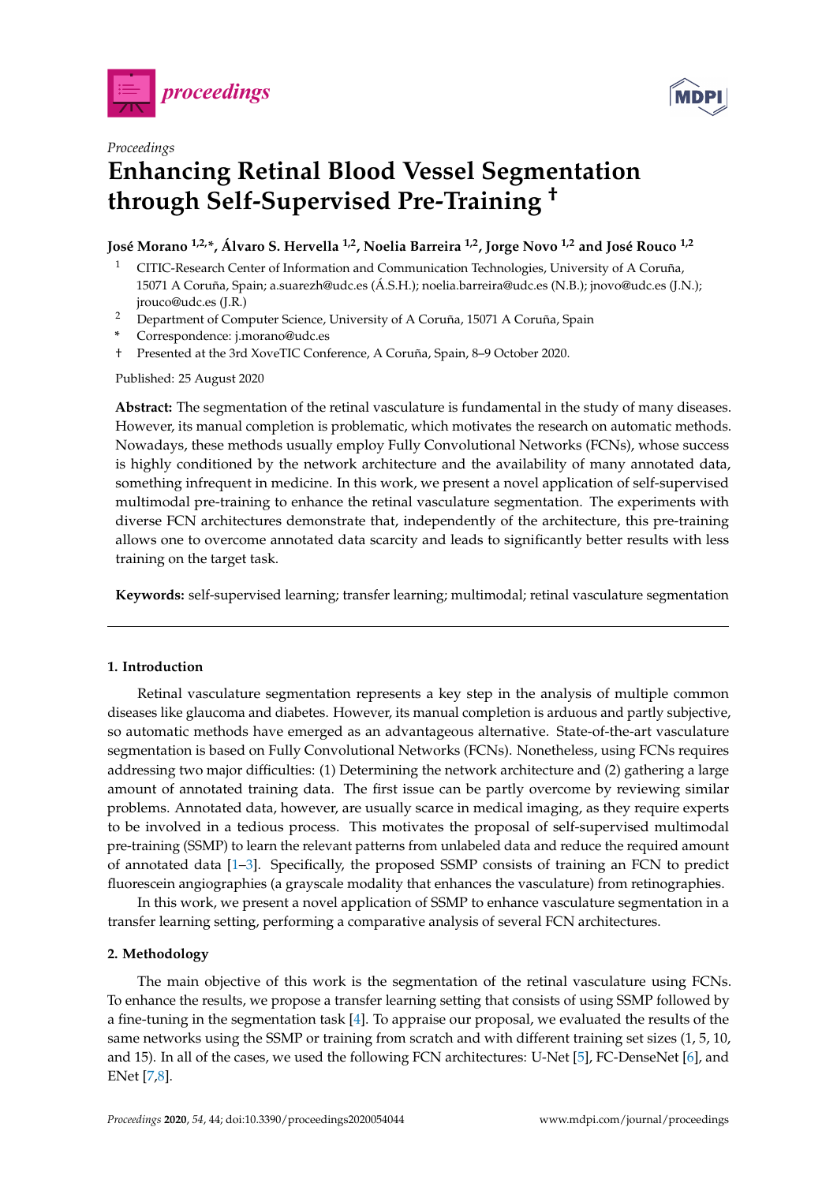*Proceedings*

# Enhancing Retinal Blood Vessel Segmentation through Self-Supervised Pre-Training †

**José Morano [1,2,*], Álvaro S. Hervella [1,2], Noelia Barreira [1,2], Jorge Novo [1,2] and José Rouco [1,2]**

[1] CITIC-Research Center of Information and Communication Technologies, University of A Coruña, 15071 A Coruña, Spain; a.suarezh@udc.es (Á.S.H.); noelia.barreira@udc.es (N.B.); jnovo@udc.es (J.N.); jrouco@udc.es (J.R.)

[2] Department of Computer Science, University of A Coruña, 15071 A Coruña, Spain

\* Correspondence: j.morano@udc.es

† Presented at the 3rd XoveTIC Conference, A Coruña, Spain, 8–9 October 2020.

Published: 25 August 2020

**Abstract:** The segmentation of the retinal vasculature is fundamental in the study of many diseases. However, its manual completion is problematic, which motivates the research on automatic methods. Nowadays, these methods usually employ Fully Convolutional Networks (FCNs), whose success is highly conditioned by the network architecture and the availability of many annotated data, something infrequent in medicine. In this work, we present a novel application of self-supervised multimodal pre-training to enhance the retinal vasculature segmentation. The experiments with diverse FCN architectures demonstrate that, independently of the architecture, this pre-training allows one to overcome annotated data scarcity and leads to significantly better results with less training on the target task.

**Keywords:** self-supervised learning; transfer learning; multimodal; retinal vasculature segmentation

## 1. Introduction

Retinal vasculature segmentation represents a key step in the analysis of multiple common diseases like glaucoma and diabetes. However, its manual completion is arduous and partly subjective, so automatic methods have emerged as an advantageous alternative. State-of-the-art vasculature segmentation is based on Fully Convolutional Networks (FCNs). Nonetheless, using FCNs requires addressing two major difficulties: (1) Determining the network architecture and (2) gathering a large amount of annotated training data. The first issue can be partly overcome by reviewing similar problems. Annotated data, however, are usually scarce in medical imaging, as they require experts to be involved in a tedious process. This motivates the proposal of self-supervised multimodal pre-training (SSMP) to learn the relevant patterns from unlabeled data and reduce the required amount of annotated data [1–3]. Specifically, the proposed SSMP consists of training an FCN to predict fluorescein angiographies (a grayscale modality that enhances the vasculature) from retinographies.

In this work, we present a novel application of SSMP to enhance vasculature segmentation in a transfer learning setting, performing a comparative analysis of several FCN architectures.

## 2. Methodology

The main objective of this work is the segmentation of the retinal vasculature using FCNs. To enhance the results, we propose a transfer learning setting that consists of using SSMP followed by a fine-tuning in the segmentation task [4]. To appraise our proposal, we evaluated the results of the same networks using the SSMP or training from scratch and with different training set sizes (1, 5, 10, and 15). In all of the cases, we used the following FCN architectures: U-Net [5], FC-DenseNet [6], and ENet [7,8].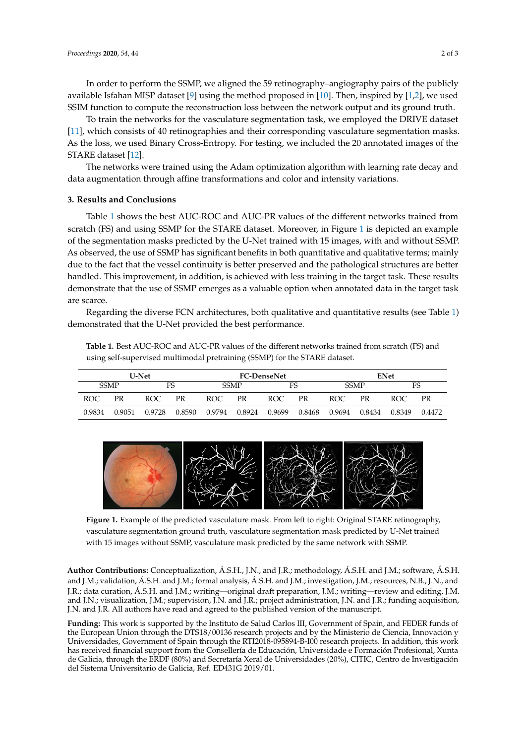In order to perform the SSMP, we aligned the 59 retinography–angiography pairs of the publicly available Isfahan MISP dataset [9] using the method proposed in [10]. Then, inspired by [1,2], we used SSIM function to compute the reconstruction loss between the network output and its ground truth.

To train the networks for the vasculature segmentation task, we employed the DRIVE dataset [11], which consists of 40 retinographies and their corresponding vasculature segmentation masks. As the loss, we used Binary Cross-Entropy. For testing, we included the 20 annotated images of the STARE dataset [12].

The networks were trained using the Adam optimization algorithm with learning rate decay and data augmentation through affine transformations and color and intensity variations.

## 3. Results and Conclusions

Table 1 shows the best AUC-ROC and AUC-PR values of the different networks trained from scratch (FS) and using SSMP for the STARE dataset. Moreover, in Figure 1 is depicted an example of the segmentation masks predicted by the U-Net trained with 15 images, with and without SSMP. As observed, the use of SSMP has significant benefits in both quantitative and qualitative terms; mainly due to the fact that the vessel continuity is better preserved and the pathological structures are better handled. This improvement, in addition, is achieved with less training in the target task. These results demonstrate that the use of SSMP emerges as a valuable option when annotated data in the target task are scarce.

Regarding the diverse FCN architectures, both qualitative and quantitative results (see Table 1) demonstrated that the U-Net provided the best performance.

**Table 1.** Best AUC-ROC and AUC-PR values of the different networks trained from scratch (FS) and using self-supervised multimodal pretraining (SSMP) for the STARE dataset.

| U-Net | | | | FC-DenseNet | | | | ENet | | | |
|---|---|---|---|---|---|---|---|---|---|---|---|
| SSMP | | FS | | SSMP | | FS | | SSMP | | FS | |
| ROC | PR | ROC | PR | ROC | PR | ROC | PR | ROC | PR | ROC | PR |
| 0.9834 | 0.9051 | 0.9728 | 0.8590 | 0.9794 | 0.8924 | 0.9699 | 0.8468 | 0.9694 | 0.8434 | 0.8349 | 0.4472 |

**Figure 1.** Example of the predicted vasculature mask. From left to right: Original STARE retinography, vasculature segmentation ground truth, vasculature segmentation mask predicted by U-Net trained with 15 images without SSMP, vasculature mask predicted by the same network with SSMP.

**Author Contributions:** Conceptualization, Á.S.H., J.N., and J.R.; methodology, Á.S.H. and J.M.; software, Á.S.H. and J.M.; validation, Á.S.H. and J.M.; formal analysis, Á.S.H. and J.M.; investigation, J.M.; resources, N.B., J.N., and J.R.; data curation, Á.S.H. and J.M.; writing—original draft preparation, J.M.; writing—review and editing, J.M. and J.N.; visualization, J.M.; supervision, J.N. and J.R.; project administration, J.N. and J.R.; funding acquisition, J.N. and J.R. All authors have read and agreed to the published version of the manuscript.

**Funding:** This work is supported by the Instituto de Salud Carlos III, Government of Spain, and FEDER funds of the European Union through the DTS18/00136 research projects and by the Ministerio de Ciencia, Innovación y Universidades, Government of Spain through the RTI2018-095894-B-I00 research projects. In addition, this work has received financial support from the Consellería de Educación, Universidade e Formación Profesional, Xunta de Galicia, through the ERDF (80%) and Secretaría Xeral de Universidades (20%), CITIC, Centro de Investigación del Sistema Universitario de Galicia, Ref. ED431G 2019/01.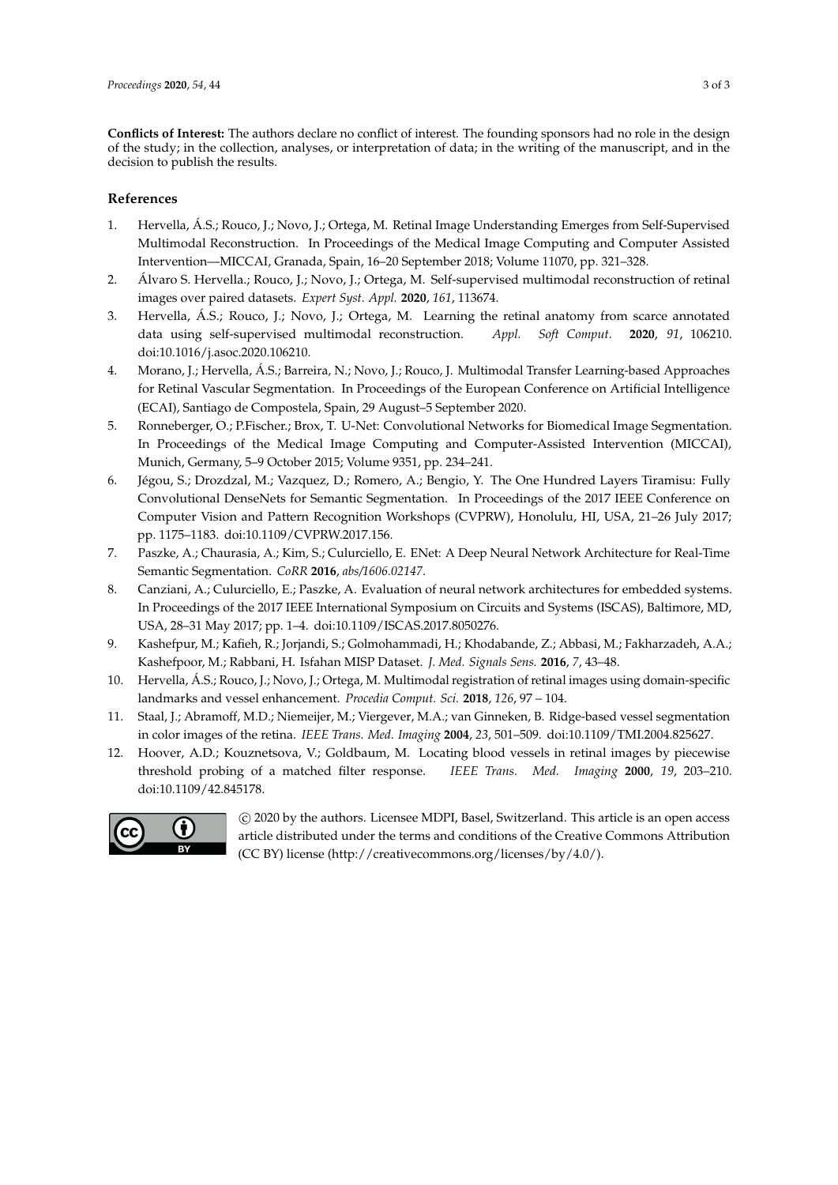**Conflicts of Interest:** The authors declare no conflict of interest. The founding sponsors had no role in the design of the study; in the collection, analyses, or interpretation of data; in the writing of the manuscript, and in the decision to publish the results.

## References

1. Hervella, Á.S.; Rouco, J.; Novo, J.; Ortega, M. Retinal Image Understanding Emerges from Self-Supervised Multimodal Reconstruction. In Proceedings of the Medical Image Computing and Computer Assisted Intervention—MICCAI, Granada, Spain, 16–20 September 2018; Volume 11070, pp. 321–328.
2. Álvaro S. Hervella.; Rouco, J.; Novo, J.; Ortega, M. Self-supervised multimodal reconstruction of retinal images over paired datasets. *Expert Syst. Appl.* **2020**, *161*, 113674.
3. Hervella, Á.S.; Rouco, J.; Novo, J.; Ortega, M. Learning the retinal anatomy from scarce annotated data using self-supervised multimodal reconstruction. *Appl. Soft Comput.* **2020**, *91*, 106210. doi:10.1016/j.asoc.2020.106210.
4. Morano, J.; Hervella, Á.S.; Barreira, N.; Novo, J.; Rouco, J. Multimodal Transfer Learning-based Approaches for Retinal Vascular Segmentation. In Proceedings of the European Conference on Artificial Intelligence (ECAI), Santiago de Compostela, Spain, 29 August–5 September 2020.
5. Ronneberger, O.; P.Fischer.; Brox, T. U-Net: Convolutional Networks for Biomedical Image Segmentation. In Proceedings of the Medical Image Computing and Computer-Assisted Intervention (MICCAI), Munich, Germany, 5–9 October 2015; Volume 9351, pp. 234–241.
6. Jégou, S.; Drozdzal, M.; Vazquez, D.; Romero, A.; Bengio, Y. The One Hundred Layers Tiramisu: Fully Convolutional DenseNets for Semantic Segmentation. In Proceedings of the 2017 IEEE Conference on Computer Vision and Pattern Recognition Workshops (CVPRW), Honolulu, HI, USA, 21–26 July 2017; pp. 1175–1183. doi:10.1109/CVPRW.2017.156.
7. Paszke, A.; Chaurasia, A.; Kim, S.; Culurciello, E. ENet: A Deep Neural Network Architecture for Real-Time Semantic Segmentation. *CoRR* **2016**, *abs/1606.02147*.
8. Canziani, A.; Culurciello, E.; Paszke, A. Evaluation of neural network architectures for embedded systems. In Proceedings of the 2017 IEEE International Symposium on Circuits and Systems (ISCAS), Baltimore, MD, USA, 28–31 May 2017; pp. 1–4. doi:10.1109/ISCAS.2017.8050276.
9. Kashefpur, M.; Kafieh, R.; Jorjandi, S.; Golmohammadi, H.; Khodabande, Z.; Abbasi, M.; Fakharzadeh, A.A.; Kashefpoor, M.; Rabbani, H. Isfahan MISP Dataset. *J. Med. Signals Sens.* **2016**, *7*, 43–48.
10. Hervella, Á.S.; Rouco, J.; Novo, J.; Ortega, M. Multimodal registration of retinal images using domain-specific landmarks and vessel enhancement. *Procedia Comput. Sci.* **2018**, *126*, 97 – 104.
11. Staal, J.; Abramoff, M.D.; Niemeijer, M.; Viergever, M.A.; van Ginneken, B. Ridge-based vessel segmentation in color images of the retina. *IEEE Trans. Med. Imaging* **2004**, *23*, 501–509. doi:10.1109/TMI.2004.825627.
12. Hoover, A.D.; Kouznetsova, V.; Goldbaum, M. Locating blood vessels in retinal images by piecewise threshold probing of a matched filter response. *IEEE Trans. Med. Imaging* **2000**, *19*, 203–210. doi:10.1109/42.845178.

© 2020 by the authors. Licensee MDPI, Basel, Switzerland. This article is an open access article distributed under the terms and conditions of the Creative Commons Attribution (CC BY) license (http://creativecommons.org/licenses/by/4.0/).